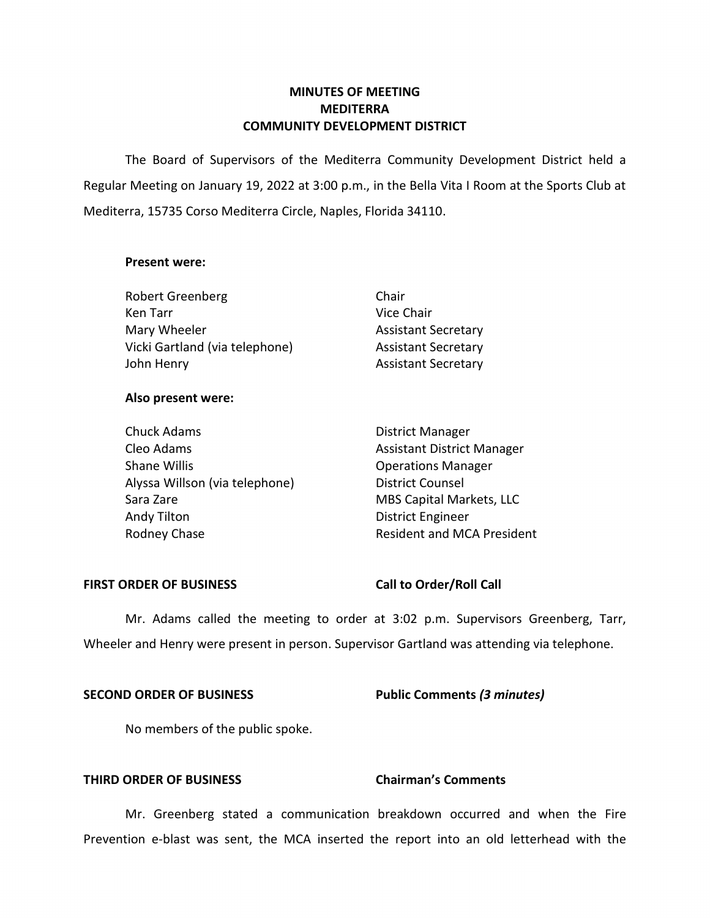# MINUTES OF MEETING
# MEDITERRA
# COMMUNITY DEVELOPMENT DISTRICT

The Board of Supervisors of the Mediterra Community Development District held a Regular Meeting on January 19, 2022 at 3:00 p.m., in the Bella Vita I Room at the Sports Club at Mediterra, 15735 Corso Mediterra Circle, Naples, Florida 34110.

**Present were:**

| | |
|---|---|
| Robert Greenberg | Chair |
| Ken Tarr | Vice Chair |
| Mary Wheeler | Assistant Secretary |
| Vicki Gartland (via telephone) | Assistant Secretary |
| John Henry | Assistant Secretary |

**Also present were:**

| | |
|---|---|
| Chuck Adams | District Manager |
| Cleo Adams | Assistant District Manager |
| Shane Willis | Operations Manager |
| Alyssa Willson (via telephone) | District Counsel |
| Sara Zare | MBS Capital Markets, LLC |
| Andy Tilton | District Engineer |
| Rodney Chase | Resident and MCA President |

**FIRST ORDER OF BUSINESS** **Call to Order/Roll Call**

Mr. Adams called the meeting to order at 3:02 p.m. Supervisors Greenberg, Tarr, Wheeler and Henry were present in person. Supervisor Gartland was attending via telephone.

**SECOND ORDER OF BUSINESS** **Public Comments *(3 minutes)***

No members of the public spoke.

**THIRD ORDER OF BUSINESS** **Chairman's Comments**

Mr. Greenberg stated a communication breakdown occurred and when the Fire Prevention e-blast was sent, the MCA inserted the report into an old letterhead with the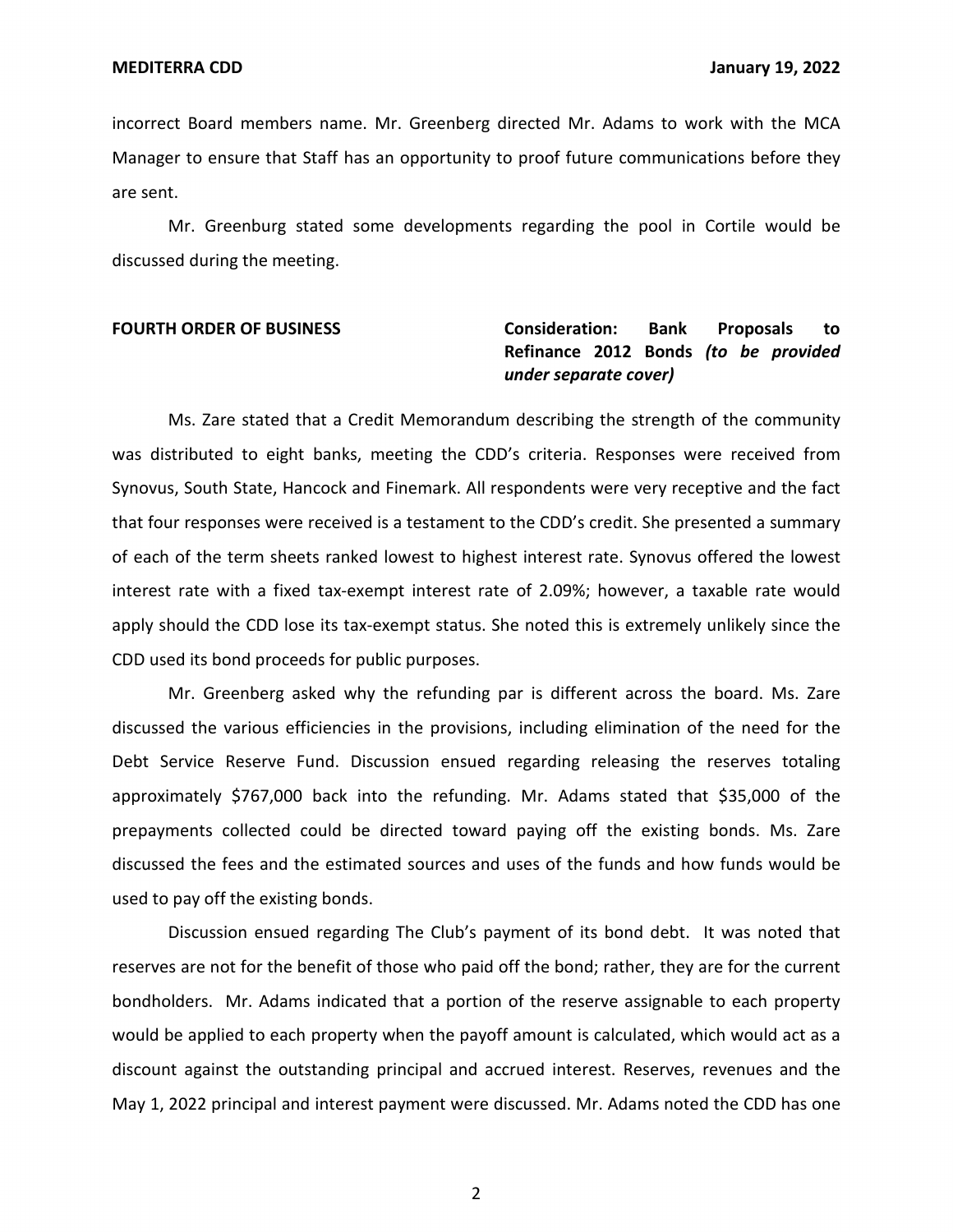incorrect Board members name. Mr. Greenberg directed Mr. Adams to work with the MCA Manager to ensure that Staff has an opportunity to proof future communications before they are sent.

Mr. Greenburg stated some developments regarding the pool in Cortile would be discussed during the meeting.

**FOURTH ORDER OF BUSINESS** **Consideration: Bank Proposals to Refinance 2012 Bonds *(to be provided under separate cover)***

Ms. Zare stated that a Credit Memorandum describing the strength of the community was distributed to eight banks, meeting the CDD's criteria. Responses were received from Synovus, South State, Hancock and Finemark. All respondents were very receptive and the fact that four responses were received is a testament to the CDD's credit. She presented a summary of each of the term sheets ranked lowest to highest interest rate. Synovus offered the lowest interest rate with a fixed tax-exempt interest rate of 2.09%; however, a taxable rate would apply should the CDD lose its tax-exempt status. She noted this is extremely unlikely since the CDD used its bond proceeds for public purposes.

Mr. Greenberg asked why the refunding par is different across the board. Ms. Zare discussed the various efficiencies in the provisions, including elimination of the need for the Debt Service Reserve Fund. Discussion ensued regarding releasing the reserves totaling approximately $767,000 back into the refunding. Mr. Adams stated that $35,000 of the prepayments collected could be directed toward paying off the existing bonds. Ms. Zare discussed the fees and the estimated sources and uses of the funds and how funds would be used to pay off the existing bonds.

Discussion ensued regarding The Club's payment of its bond debt. It was noted that reserves are not for the benefit of those who paid off the bond; rather, they are for the current bondholders. Mr. Adams indicated that a portion of the reserve assignable to each property would be applied to each property when the payoff amount is calculated, which would act as a discount against the outstanding principal and accrued interest. Reserves, revenues and the May 1, 2022 principal and interest payment were discussed. Mr. Adams noted the CDD has one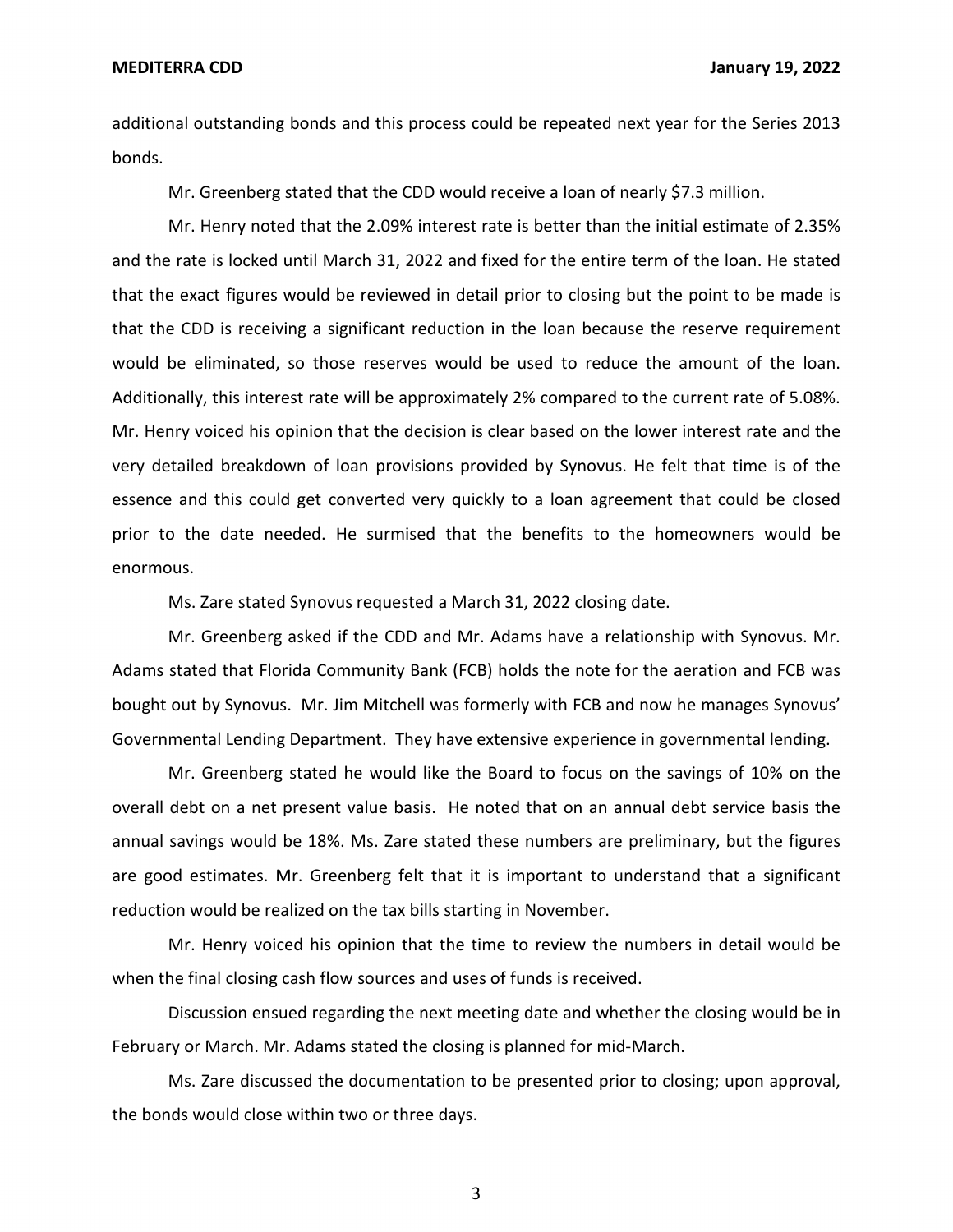additional outstanding bonds and this process could be repeated next year for the Series 2013 bonds.

Mr. Greenberg stated that the CDD would receive a loan of nearly $7.3 million.

Mr. Henry noted that the 2.09% interest rate is better than the initial estimate of 2.35% and the rate is locked until March 31, 2022 and fixed for the entire term of the loan. He stated that the exact figures would be reviewed in detail prior to closing but the point to be made is that the CDD is receiving a significant reduction in the loan because the reserve requirement would be eliminated, so those reserves would be used to reduce the amount of the loan. Additionally, this interest rate will be approximately 2% compared to the current rate of 5.08%. Mr. Henry voiced his opinion that the decision is clear based on the lower interest rate and the very detailed breakdown of loan provisions provided by Synovus. He felt that time is of the essence and this could get converted very quickly to a loan agreement that could be closed prior to the date needed. He surmised that the benefits to the homeowners would be enormous.

Ms. Zare stated Synovus requested a March 31, 2022 closing date.

Mr. Greenberg asked if the CDD and Mr. Adams have a relationship with Synovus. Mr. Adams stated that Florida Community Bank (FCB) holds the note for the aeration and FCB was bought out by Synovus. Mr. Jim Mitchell was formerly with FCB and now he manages Synovus' Governmental Lending Department. They have extensive experience in governmental lending.

Mr. Greenberg stated he would like the Board to focus on the savings of 10% on the overall debt on a net present value basis. He noted that on an annual debt service basis the annual savings would be 18%. Ms. Zare stated these numbers are preliminary, but the figures are good estimates. Mr. Greenberg felt that it is important to understand that a significant reduction would be realized on the tax bills starting in November.

Mr. Henry voiced his opinion that the time to review the numbers in detail would be when the final closing cash flow sources and uses of funds is received.

Discussion ensued regarding the next meeting date and whether the closing would be in February or March. Mr. Adams stated the closing is planned for mid-March.

Ms. Zare discussed the documentation to be presented prior to closing; upon approval, the bonds would close within two or three days.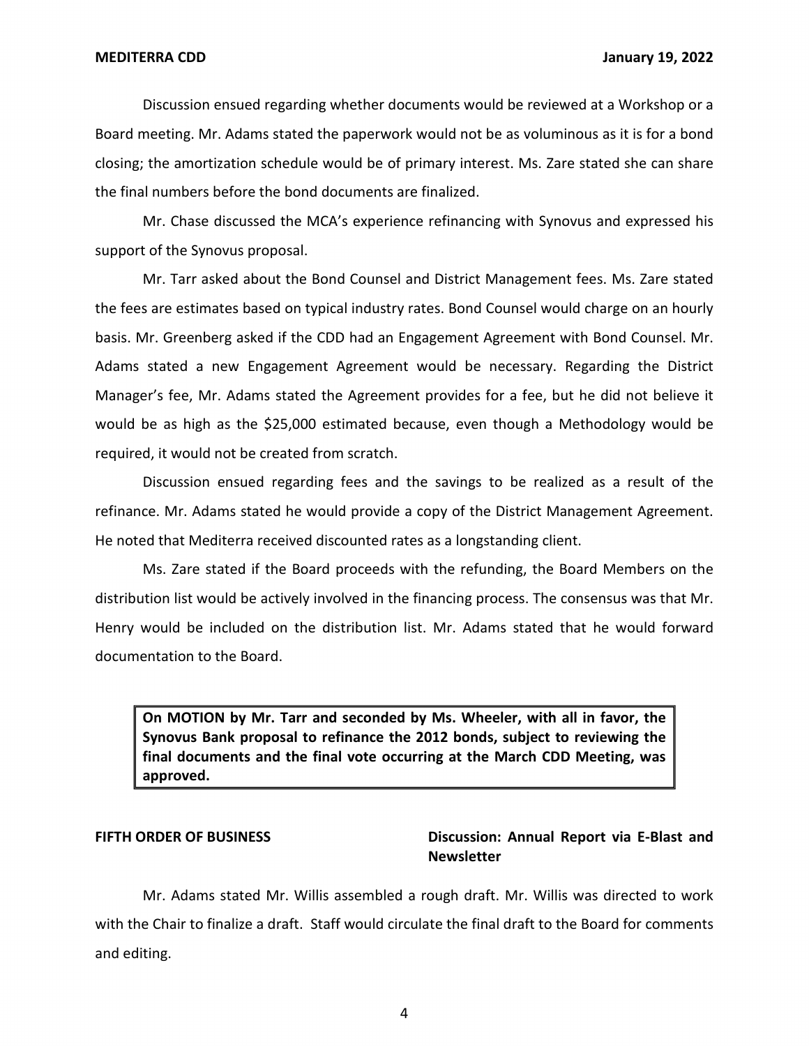Discussion ensued regarding whether documents would be reviewed at a Workshop or a Board meeting. Mr. Adams stated the paperwork would not be as voluminous as it is for a bond closing; the amortization schedule would be of primary interest. Ms. Zare stated she can share the final numbers before the bond documents are finalized.

Mr. Chase discussed the MCA's experience refinancing with Synovus and expressed his support of the Synovus proposal.

Mr. Tarr asked about the Bond Counsel and District Management fees. Ms. Zare stated the fees are estimates based on typical industry rates. Bond Counsel would charge on an hourly basis. Mr. Greenberg asked if the CDD had an Engagement Agreement with Bond Counsel. Mr. Adams stated a new Engagement Agreement would be necessary. Regarding the District Manager's fee, Mr. Adams stated the Agreement provides for a fee, but he did not believe it would be as high as the $25,000 estimated because, even though a Methodology would be required, it would not be created from scratch.

Discussion ensued regarding fees and the savings to be realized as a result of the refinance. Mr. Adams stated he would provide a copy of the District Management Agreement. He noted that Mediterra received discounted rates as a longstanding client.

Ms. Zare stated if the Board proceeds with the refunding, the Board Members on the distribution list would be actively involved in the financing process. The consensus was that Mr. Henry would be included on the distribution list. Mr. Adams stated that he would forward documentation to the Board.

**On MOTION by Mr. Tarr and seconded by Ms. Wheeler, with all in favor, the Synovus Bank proposal to refinance the 2012 bonds, subject to reviewing the final documents and the final vote occurring at the March CDD Meeting, was approved.**

**FIFTH ORDER OF BUSINESS** **Discussion: Annual Report via E-Blast and Newsletter**

Mr. Adams stated Mr. Willis assembled a rough draft. Mr. Willis was directed to work with the Chair to finalize a draft. Staff would circulate the final draft to the Board for comments and editing.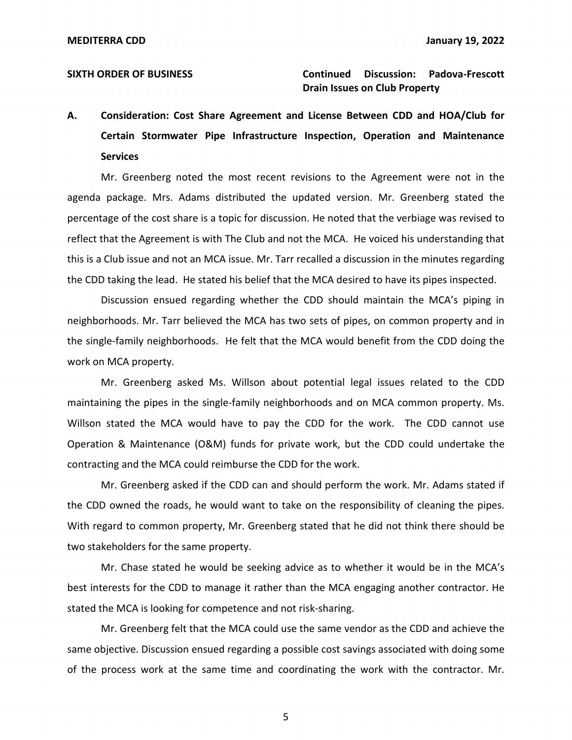**SIXTH ORDER OF BUSINESS** **Continued Discussion: Padova-Frescott Drain Issues on Club Property**

## A. Consideration: Cost Share Agreement and License Between CDD and HOA/Club for Certain Stormwater Pipe Infrastructure Inspection, Operation and Maintenance Services

Mr. Greenberg noted the most recent revisions to the Agreement were not in the agenda package. Mrs. Adams distributed the updated version. Mr. Greenberg stated the percentage of the cost share is a topic for discussion. He noted that the verbiage was revised to reflect that the Agreement is with The Club and not the MCA. He voiced his understanding that this is a Club issue and not an MCA issue. Mr. Tarr recalled a discussion in the minutes regarding the CDD taking the lead. He stated his belief that the MCA desired to have its pipes inspected.

Discussion ensued regarding whether the CDD should maintain the MCA's piping in neighborhoods. Mr. Tarr believed the MCA has two sets of pipes, on common property and in the single-family neighborhoods. He felt that the MCA would benefit from the CDD doing the work on MCA property.

Mr. Greenberg asked Ms. Willson about potential legal issues related to the CDD maintaining the pipes in the single-family neighborhoods and on MCA common property. Ms. Willson stated the MCA would have to pay the CDD for the work. The CDD cannot use Operation & Maintenance (O&M) funds for private work, but the CDD could undertake the contracting and the MCA could reimburse the CDD for the work.

Mr. Greenberg asked if the CDD can and should perform the work. Mr. Adams stated if the CDD owned the roads, he would want to take on the responsibility of cleaning the pipes. With regard to common property, Mr. Greenberg stated that he did not think there should be two stakeholders for the same property.

Mr. Chase stated he would be seeking advice as to whether it would be in the MCA's best interests for the CDD to manage it rather than the MCA engaging another contractor. He stated the MCA is looking for competence and not risk-sharing.

Mr. Greenberg felt that the MCA could use the same vendor as the CDD and achieve the same objective. Discussion ensued regarding a possible cost savings associated with doing some of the process work at the same time and coordinating the work with the contractor. Mr.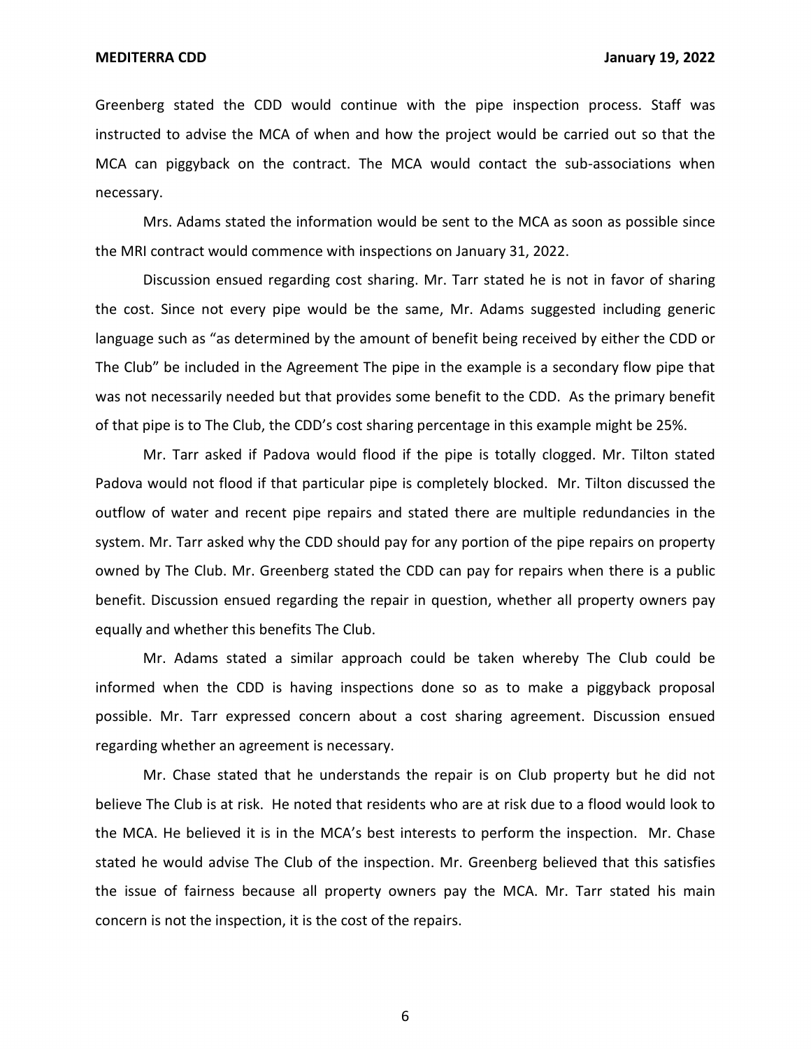Greenberg stated the CDD would continue with the pipe inspection process. Staff was instructed to advise the MCA of when and how the project would be carried out so that the MCA can piggyback on the contract. The MCA would contact the sub-associations when necessary.

Mrs. Adams stated the information would be sent to the MCA as soon as possible since the MRI contract would commence with inspections on January 31, 2022.

Discussion ensued regarding cost sharing. Mr. Tarr stated he is not in favor of sharing the cost. Since not every pipe would be the same, Mr. Adams suggested including generic language such as "as determined by the amount of benefit being received by either the CDD or The Club" be included in the Agreement The pipe in the example is a secondary flow pipe that was not necessarily needed but that provides some benefit to the CDD. As the primary benefit of that pipe is to The Club, the CDD's cost sharing percentage in this example might be 25%.

Mr. Tarr asked if Padova would flood if the pipe is totally clogged. Mr. Tilton stated Padova would not flood if that particular pipe is completely blocked. Mr. Tilton discussed the outflow of water and recent pipe repairs and stated there are multiple redundancies in the system. Mr. Tarr asked why the CDD should pay for any portion of the pipe repairs on property owned by The Club. Mr. Greenberg stated the CDD can pay for repairs when there is a public benefit. Discussion ensued regarding the repair in question, whether all property owners pay equally and whether this benefits The Club.

Mr. Adams stated a similar approach could be taken whereby The Club could be informed when the CDD is having inspections done so as to make a piggyback proposal possible. Mr. Tarr expressed concern about a cost sharing agreement. Discussion ensued regarding whether an agreement is necessary.

Mr. Chase stated that he understands the repair is on Club property but he did not believe The Club is at risk. He noted that residents who are at risk due to a flood would look to the MCA. He believed it is in the MCA's best interests to perform the inspection. Mr. Chase stated he would advise The Club of the inspection. Mr. Greenberg believed that this satisfies the issue of fairness because all property owners pay the MCA. Mr. Tarr stated his main concern is not the inspection, it is the cost of the repairs.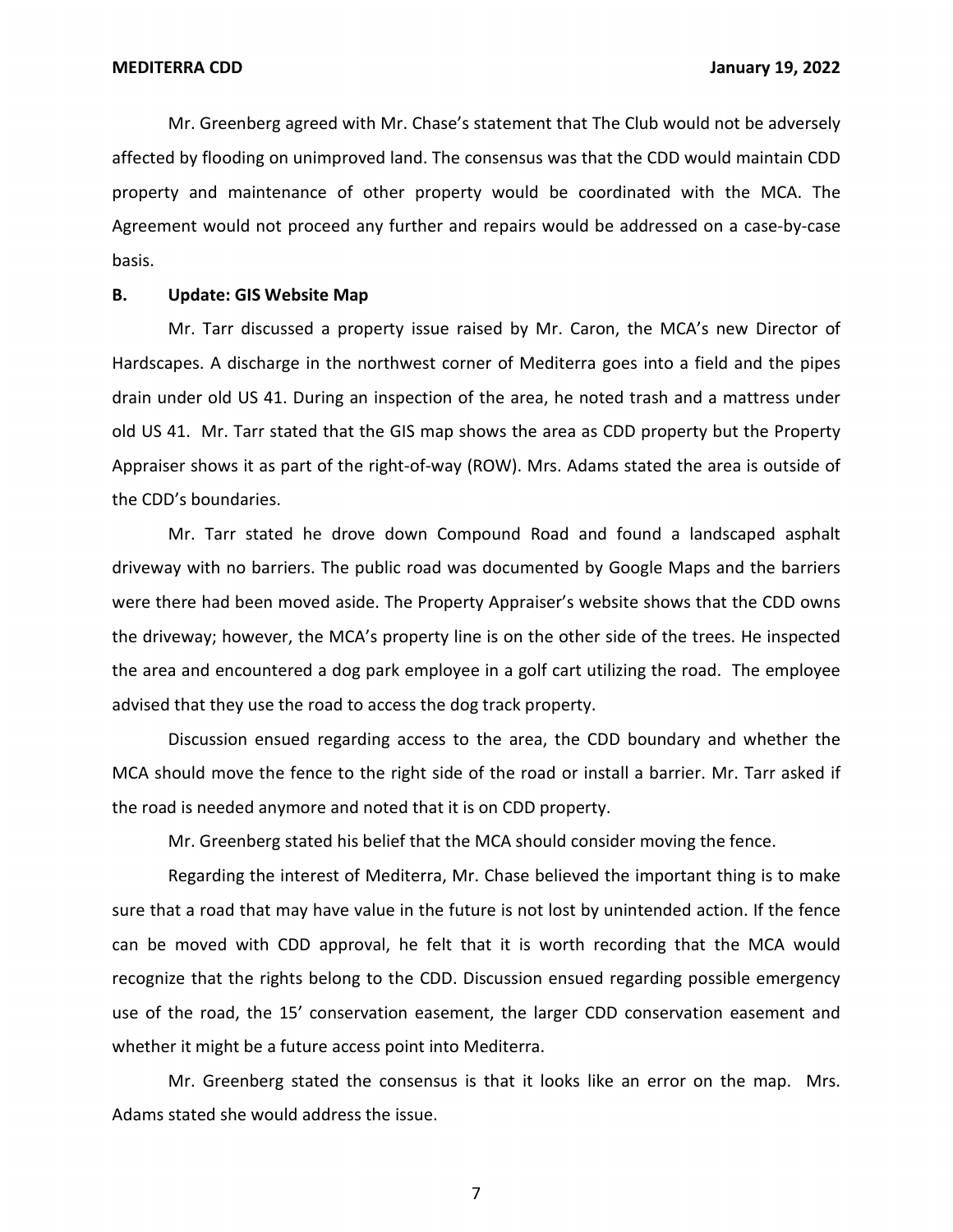Mr. Greenberg agreed with Mr. Chase's statement that The Club would not be adversely affected by flooding on unimproved land. The consensus was that the CDD would maintain CDD property and maintenance of other property would be coordinated with the MCA. The Agreement would not proceed any further and repairs would be addressed on a case-by-case basis.

**B. Update: GIS Website Map**

Mr. Tarr discussed a property issue raised by Mr. Caron, the MCA's new Director of Hardscapes. A discharge in the northwest corner of Mediterra goes into a field and the pipes drain under old US 41. During an inspection of the area, he noted trash and a mattress under old US 41. Mr. Tarr stated that the GIS map shows the area as CDD property but the Property Appraiser shows it as part of the right-of-way (ROW). Mrs. Adams stated the area is outside of the CDD's boundaries.

Mr. Tarr stated he drove down Compound Road and found a landscaped asphalt driveway with no barriers. The public road was documented by Google Maps and the barriers were there had been moved aside. The Property Appraiser's website shows that the CDD owns the driveway; however, the MCA's property line is on the other side of the trees. He inspected the area and encountered a dog park employee in a golf cart utilizing the road. The employee advised that they use the road to access the dog track property.

Discussion ensued regarding access to the area, the CDD boundary and whether the MCA should move the fence to the right side of the road or install a barrier. Mr. Tarr asked if the road is needed anymore and noted that it is on CDD property.

Mr. Greenberg stated his belief that the MCA should consider moving the fence.

Regarding the interest of Mediterra, Mr. Chase believed the important thing is to make sure that a road that may have value in the future is not lost by unintended action. If the fence can be moved with CDD approval, he felt that it is worth recording that the MCA would recognize that the rights belong to the CDD. Discussion ensued regarding possible emergency use of the road, the 15' conservation easement, the larger CDD conservation easement and whether it might be a future access point into Mediterra.

Mr. Greenberg stated the consensus is that it looks like an error on the map. Mrs. Adams stated she would address the issue.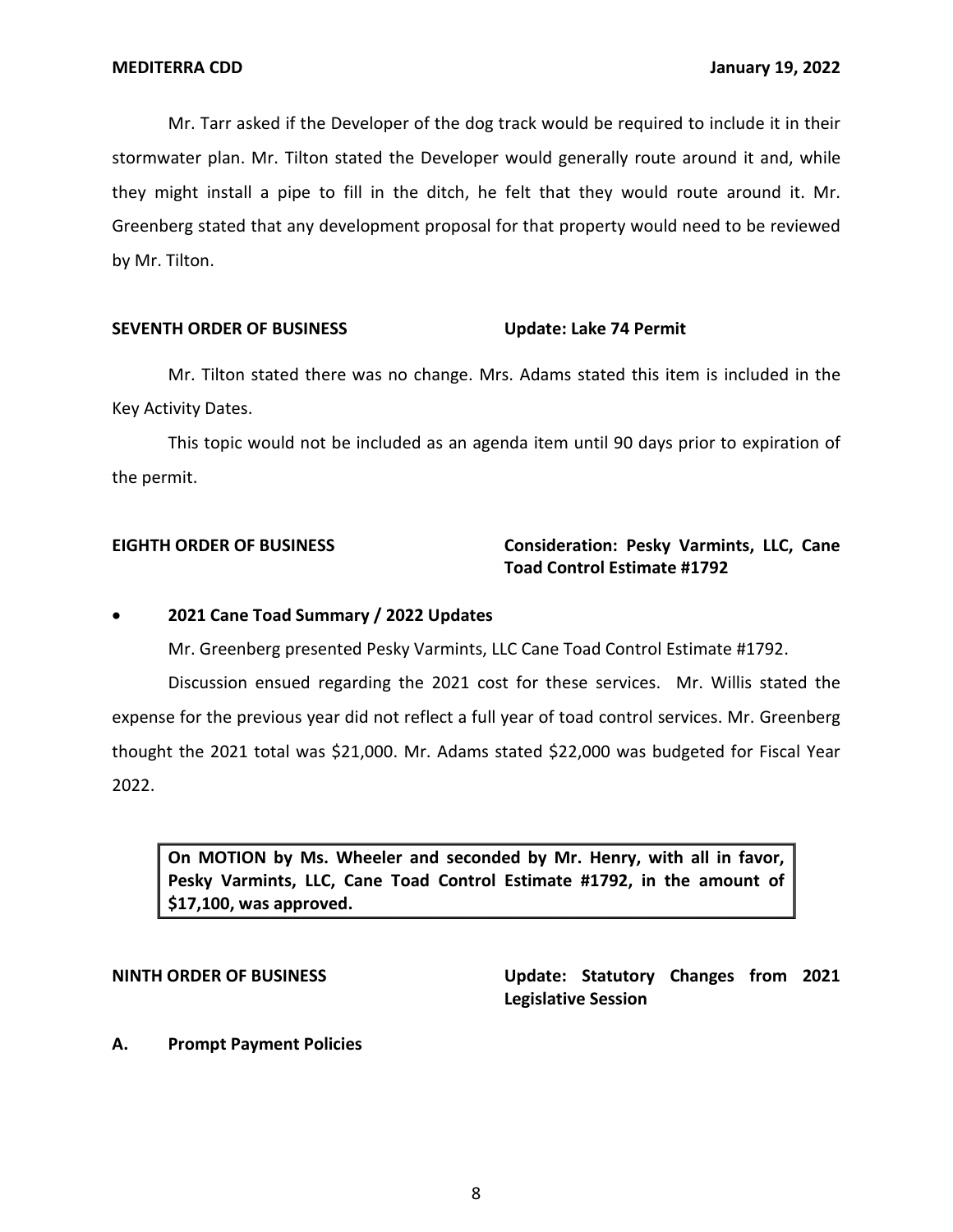Mr. Tarr asked if the Developer of the dog track would be required to include it in their stormwater plan. Mr. Tilton stated the Developer would generally route around it and, while they might install a pipe to fill in the ditch, he felt that they would route around it. Mr. Greenberg stated that any development proposal for that property would need to be reviewed by Mr. Tilton.

**SEVENTH ORDER OF BUSINESS** **Update: Lake 74 Permit**

Mr. Tilton stated there was no change. Mrs. Adams stated this item is included in the Key Activity Dates.

This topic would not be included as an agenda item until 90 days prior to expiration of the permit.

**EIGHTH ORDER OF BUSINESS** **Consideration: Pesky Varmints, LLC, Cane Toad Control Estimate #1792**

- **2021 Cane Toad Summary / 2022 Updates**

Mr. Greenberg presented Pesky Varmints, LLC Cane Toad Control Estimate #1792.

Discussion ensued regarding the 2021 cost for these services. Mr. Willis stated the expense for the previous year did not reflect a full year of toad control services. Mr. Greenberg thought the 2021 total was $21,000. Mr. Adams stated $22,000 was budgeted for Fiscal Year 2022.

**On MOTION by Ms. Wheeler and seconded by Mr. Henry, with all in favor, Pesky Varmints, LLC, Cane Toad Control Estimate #1792, in the amount of $17,100, was approved.**

**NINTH ORDER OF BUSINESS** **Update: Statutory Changes from 2021 Legislative Session**

**A. Prompt Payment Policies**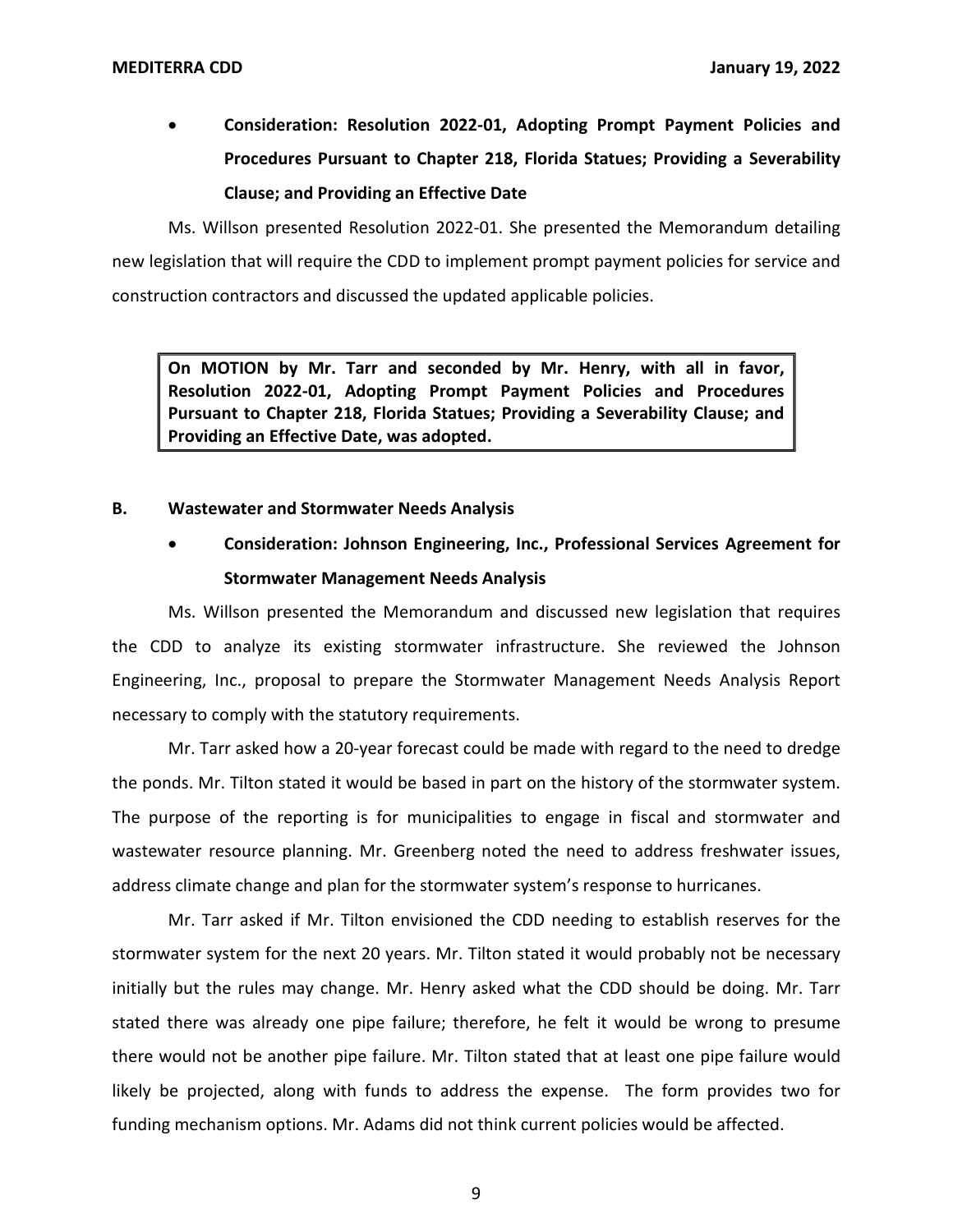- **Consideration: Resolution 2022-01, Adopting Prompt Payment Policies and Procedures Pursuant to Chapter 218, Florida Statues; Providing a Severability Clause; and Providing an Effective Date**

Ms. Willson presented Resolution 2022-01. She presented the Memorandum detailing new legislation that will require the CDD to implement prompt payment policies for service and construction contractors and discussed the updated applicable policies.

> **On MOTION by Mr. Tarr and seconded by Mr. Henry, with all in favor, Resolution 2022-01, Adopting Prompt Payment Policies and Procedures Pursuant to Chapter 218, Florida Statues; Providing a Severability Clause; and Providing an Effective Date, was adopted.**

**B. Wastewater and Stormwater Needs Analysis**

- **Consideration: Johnson Engineering, Inc., Professional Services Agreement for Stormwater Management Needs Analysis**

Ms. Willson presented the Memorandum and discussed new legislation that requires the CDD to analyze its existing stormwater infrastructure. She reviewed the Johnson Engineering, Inc., proposal to prepare the Stormwater Management Needs Analysis Report necessary to comply with the statutory requirements.

Mr. Tarr asked how a 20-year forecast could be made with regard to the need to dredge the ponds. Mr. Tilton stated it would be based in part on the history of the stormwater system. The purpose of the reporting is for municipalities to engage in fiscal and stormwater and wastewater resource planning. Mr. Greenberg noted the need to address freshwater issues, address climate change and plan for the stormwater system's response to hurricanes.

Mr. Tarr asked if Mr. Tilton envisioned the CDD needing to establish reserves for the stormwater system for the next 20 years. Mr. Tilton stated it would probably not be necessary initially but the rules may change. Mr. Henry asked what the CDD should be doing. Mr. Tarr stated there was already one pipe failure; therefore, he felt it would be wrong to presume there would not be another pipe failure. Mr. Tilton stated that at least one pipe failure would likely be projected, along with funds to address the expense. The form provides two for funding mechanism options. Mr. Adams did not think current policies would be affected.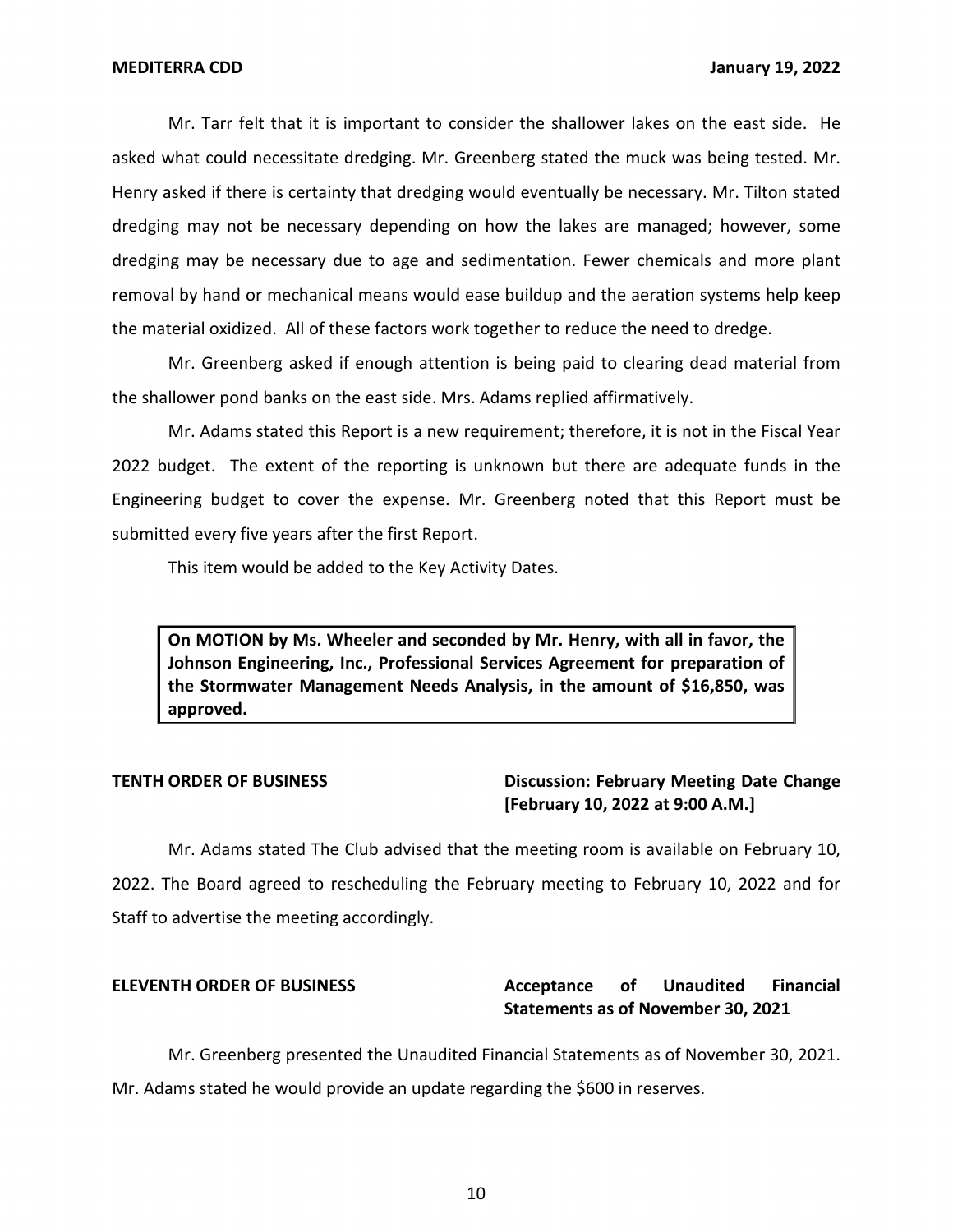Mr. Tarr felt that it is important to consider the shallower lakes on the east side. He asked what could necessitate dredging. Mr. Greenberg stated the muck was being tested. Mr. Henry asked if there is certainty that dredging would eventually be necessary. Mr. Tilton stated dredging may not be necessary depending on how the lakes are managed; however, some dredging may be necessary due to age and sedimentation. Fewer chemicals and more plant removal by hand or mechanical means would ease buildup and the aeration systems help keep the material oxidized. All of these factors work together to reduce the need to dredge.

Mr. Greenberg asked if enough attention is being paid to clearing dead material from the shallower pond banks on the east side. Mrs. Adams replied affirmatively.

Mr. Adams stated this Report is a new requirement; therefore, it is not in the Fiscal Year 2022 budget. The extent of the reporting is unknown but there are adequate funds in the Engineering budget to cover the expense. Mr. Greenberg noted that this Report must be submitted every five years after the first Report.

This item would be added to the Key Activity Dates.

> **On MOTION by Ms. Wheeler and seconded by Mr. Henry, with all in favor, the Johnson Engineering, Inc., Professional Services Agreement for preparation of the Stormwater Management Needs Analysis, in the amount of $16,850, was approved.**

**TENTH ORDER OF BUSINESS** — **Discussion: February Meeting Date Change [February 10, 2022 at 9:00 A.M.]**

Mr. Adams stated The Club advised that the meeting room is available on February 10, 2022. The Board agreed to rescheduling the February meeting to February 10, 2022 and for Staff to advertise the meeting accordingly.

**ELEVENTH ORDER OF BUSINESS** — **Acceptance of Unaudited Financial Statements as of November 30, 2021**

Mr. Greenberg presented the Unaudited Financial Statements as of November 30, 2021. Mr. Adams stated he would provide an update regarding the $600 in reserves.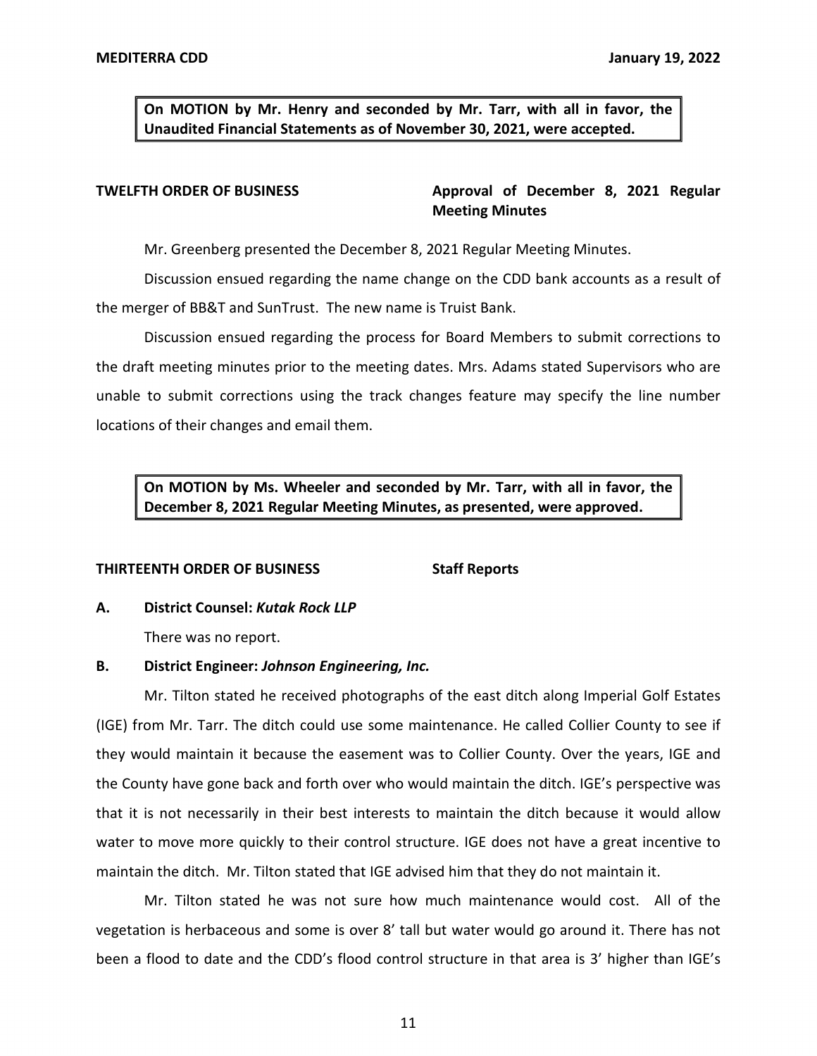**On MOTION by Mr. Henry and seconded by Mr. Tarr, with all in favor, the Unaudited Financial Statements as of November 30, 2021, were accepted.**

**TWELFTH ORDER OF BUSINESS** **Approval of December 8, 2021 Regular Meeting Minutes**

Mr. Greenberg presented the December 8, 2021 Regular Meeting Minutes.

Discussion ensued regarding the name change on the CDD bank accounts as a result of the merger of BB&T and SunTrust. The new name is Truist Bank.

Discussion ensued regarding the process for Board Members to submit corrections to the draft meeting minutes prior to the meeting dates. Mrs. Adams stated Supervisors who are unable to submit corrections using the track changes feature may specify the line number locations of their changes and email them.

**On MOTION by Ms. Wheeler and seconded by Mr. Tarr, with all in favor, the December 8, 2021 Regular Meeting Minutes, as presented, were approved.**

**THIRTEENTH ORDER OF BUSINESS** **Staff Reports**

**A. District Counsel: *Kutak Rock LLP***

There was no report.

**B. District Engineer: *Johnson Engineering, Inc.***

Mr. Tilton stated he received photographs of the east ditch along Imperial Golf Estates (IGE) from Mr. Tarr. The ditch could use some maintenance. He called Collier County to see if they would maintain it because the easement was to Collier County. Over the years, IGE and the County have gone back and forth over who would maintain the ditch. IGE's perspective was that it is not necessarily in their best interests to maintain the ditch because it would allow water to move more quickly to their control structure. IGE does not have a great incentive to maintain the ditch. Mr. Tilton stated that IGE advised him that they do not maintain it.

Mr. Tilton stated he was not sure how much maintenance would cost. All of the vegetation is herbaceous and some is over 8' tall but water would go around it. There has not been a flood to date and the CDD's flood control structure in that area is 3' higher than IGE's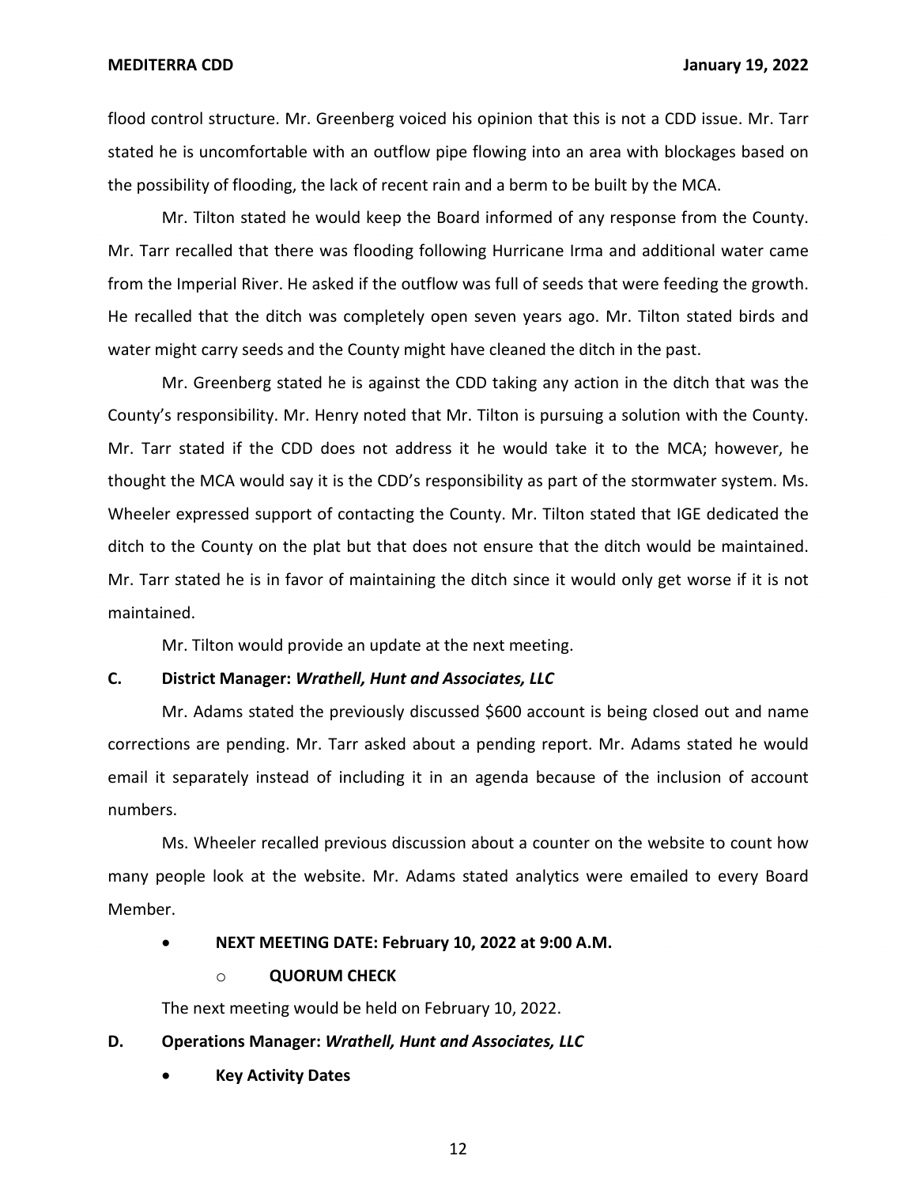flood control structure. Mr. Greenberg voiced his opinion that this is not a CDD issue. Mr. Tarr stated he is uncomfortable with an outflow pipe flowing into an area with blockages based on the possibility of flooding, the lack of recent rain and a berm to be built by the MCA.

Mr. Tilton stated he would keep the Board informed of any response from the County. Mr. Tarr recalled that there was flooding following Hurricane Irma and additional water came from the Imperial River. He asked if the outflow was full of seeds that were feeding the growth. He recalled that the ditch was completely open seven years ago. Mr. Tilton stated birds and water might carry seeds and the County might have cleaned the ditch in the past.

Mr. Greenberg stated he is against the CDD taking any action in the ditch that was the County's responsibility. Mr. Henry noted that Mr. Tilton is pursuing a solution with the County. Mr. Tarr stated if the CDD does not address it he would take it to the MCA; however, he thought the MCA would say it is the CDD's responsibility as part of the stormwater system. Ms. Wheeler expressed support of contacting the County. Mr. Tilton stated that IGE dedicated the ditch to the County on the plat but that does not ensure that the ditch would be maintained. Mr. Tarr stated he is in favor of maintaining the ditch since it would only get worse if it is not maintained.

Mr. Tilton would provide an update at the next meeting.

**C. District Manager: *Wrathell, Hunt and Associates, LLC***

Mr. Adams stated the previously discussed $600 account is being closed out and name corrections are pending. Mr. Tarr asked about a pending report. Mr. Adams stated he would email it separately instead of including it in an agenda because of the inclusion of account numbers.

Ms. Wheeler recalled previous discussion about a counter on the website to count how many people look at the website. Mr. Adams stated analytics were emailed to every Board Member.

- **NEXT MEETING DATE: February 10, 2022 at 9:00 A.M.**
  - **QUORUM CHECK**

The next meeting would be held on February 10, 2022.

**D. Operations Manager: *Wrathell, Hunt and Associates, LLC***

- **Key Activity Dates**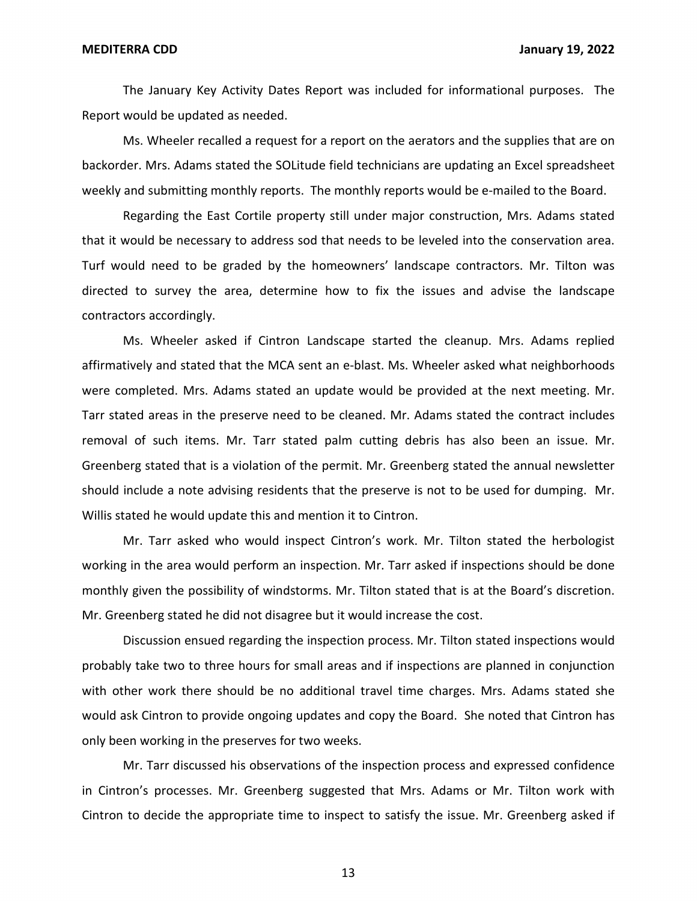The January Key Activity Dates Report was included for informational purposes. The Report would be updated as needed.

Ms. Wheeler recalled a request for a report on the aerators and the supplies that are on backorder. Mrs. Adams stated the SOLitude field technicians are updating an Excel spreadsheet weekly and submitting monthly reports. The monthly reports would be e-mailed to the Board.

Regarding the East Cortile property still under major construction, Mrs. Adams stated that it would be necessary to address sod that needs to be leveled into the conservation area. Turf would need to be graded by the homeowners' landscape contractors. Mr. Tilton was directed to survey the area, determine how to fix the issues and advise the landscape contractors accordingly.

Ms. Wheeler asked if Cintron Landscape started the cleanup. Mrs. Adams replied affirmatively and stated that the MCA sent an e-blast. Ms. Wheeler asked what neighborhoods were completed. Mrs. Adams stated an update would be provided at the next meeting. Mr. Tarr stated areas in the preserve need to be cleaned. Mr. Adams stated the contract includes removal of such items. Mr. Tarr stated palm cutting debris has also been an issue. Mr. Greenberg stated that is a violation of the permit. Mr. Greenberg stated the annual newsletter should include a note advising residents that the preserve is not to be used for dumping. Mr. Willis stated he would update this and mention it to Cintron.

Mr. Tarr asked who would inspect Cintron's work. Mr. Tilton stated the herbologist working in the area would perform an inspection. Mr. Tarr asked if inspections should be done monthly given the possibility of windstorms. Mr. Tilton stated that is at the Board's discretion. Mr. Greenberg stated he did not disagree but it would increase the cost.

Discussion ensued regarding the inspection process. Mr. Tilton stated inspections would probably take two to three hours for small areas and if inspections are planned in conjunction with other work there should be no additional travel time charges. Mrs. Adams stated she would ask Cintron to provide ongoing updates and copy the Board. She noted that Cintron has only been working in the preserves for two weeks.

Mr. Tarr discussed his observations of the inspection process and expressed confidence in Cintron's processes. Mr. Greenberg suggested that Mrs. Adams or Mr. Tilton work with Cintron to decide the appropriate time to inspect to satisfy the issue. Mr. Greenberg asked if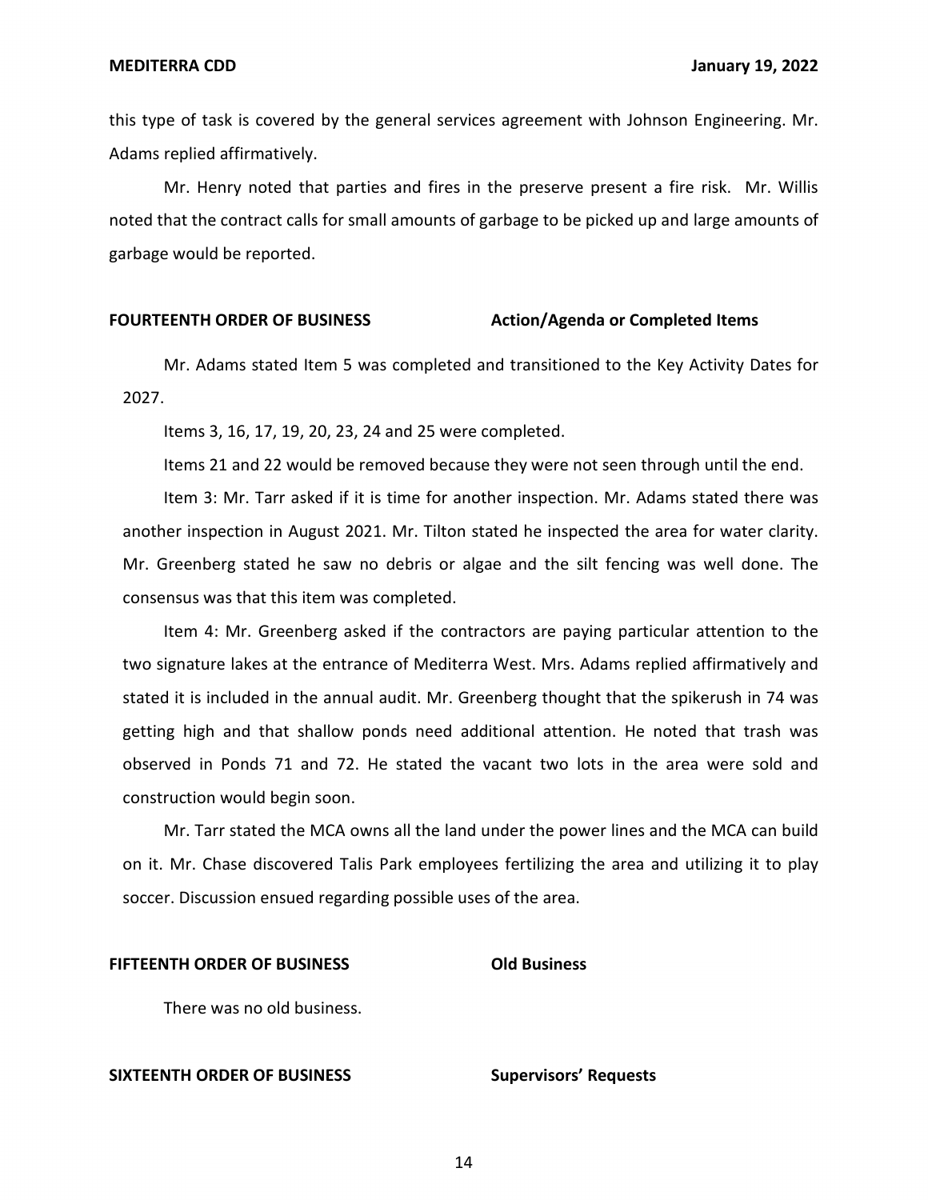this type of task is covered by the general services agreement with Johnson Engineering. Mr. Adams replied affirmatively.

Mr. Henry noted that parties and fires in the preserve present a fire risk. Mr. Willis noted that the contract calls for small amounts of garbage to be picked up and large amounts of garbage would be reported.

**FOURTEENTH ORDER OF BUSINESS** **Action/Agenda or Completed Items**

Mr. Adams stated Item 5 was completed and transitioned to the Key Activity Dates for 2027.

Items 3, 16, 17, 19, 20, 23, 24 and 25 were completed.

Items 21 and 22 would be removed because they were not seen through until the end.

Item 3: Mr. Tarr asked if it is time for another inspection. Mr. Adams stated there was another inspection in August 2021. Mr. Tilton stated he inspected the area for water clarity. Mr. Greenberg stated he saw no debris or algae and the silt fencing was well done. The consensus was that this item was completed.

Item 4: Mr. Greenberg asked if the contractors are paying particular attention to the two signature lakes at the entrance of Mediterra West. Mrs. Adams replied affirmatively and stated it is included in the annual audit. Mr. Greenberg thought that the spikerush in 74 was getting high and that shallow ponds need additional attention. He noted that trash was observed in Ponds 71 and 72. He stated the vacant two lots in the area were sold and construction would begin soon.

Mr. Tarr stated the MCA owns all the land under the power lines and the MCA can build on it. Mr. Chase discovered Talis Park employees fertilizing the area and utilizing it to play soccer. Discussion ensued regarding possible uses of the area.

**FIFTEENTH ORDER OF BUSINESS** **Old Business**

There was no old business.

**SIXTEENTH ORDER OF BUSINESS** **Supervisors' Requests**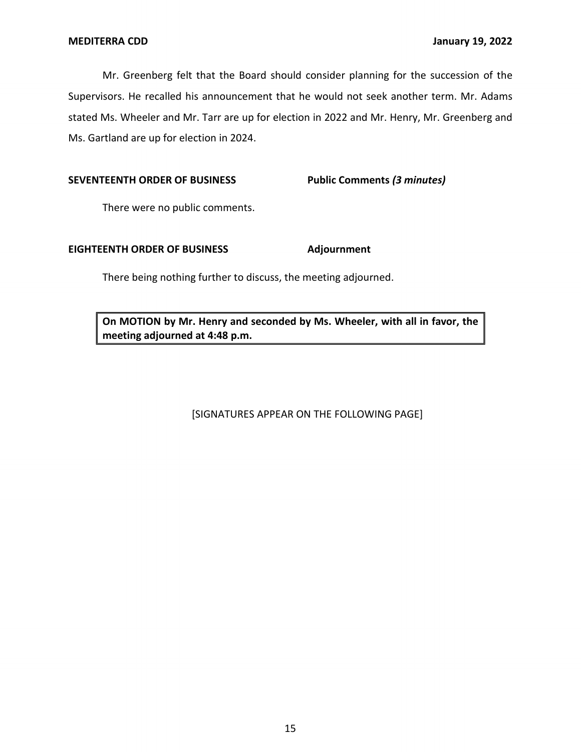Mr. Greenberg felt that the Board should consider planning for the succession of the Supervisors. He recalled his announcement that he would not seek another term. Mr. Adams stated Ms. Wheeler and Mr. Tarr are up for election in 2022 and Mr. Henry, Mr. Greenberg and Ms. Gartland are up for election in 2024.

**SEVENTEENTH ORDER OF BUSINESS** **Public Comments *(3 minutes)***

There were no public comments.

**EIGHTEENTH ORDER OF BUSINESS** **Adjournment**

There being nothing further to discuss, the meeting adjourned.

**On MOTION by Mr. Henry and seconded by Ms. Wheeler, with all in favor, the meeting adjourned at 4:48 p.m.**

[SIGNATURES APPEAR ON THE FOLLOWING PAGE]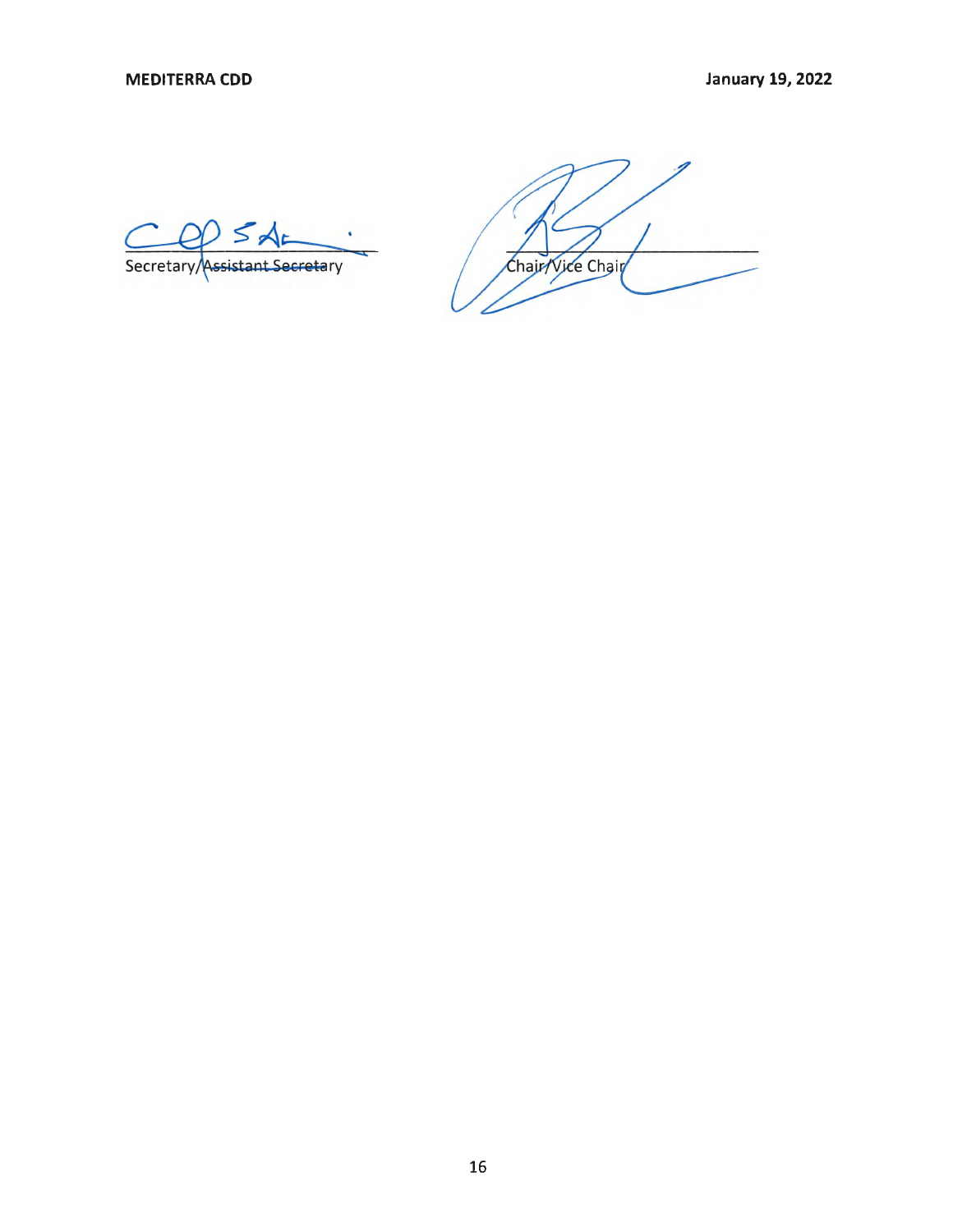MEDITERRA CDD January 19, 2022

\_\_\_\_\_\_\_\_\_\_\_\_\_\_\_\_\_\_\_\_\_\_\_\_\_\_\_\_\_\_
Secretary/~~Assistant Secretary~~

\_\_\_\_\_\_\_\_\_\_\_\_\_\_\_\_\_\_\_\_\_\_\_\_\_\_\_\_\_\_
Chair/Vice Chair